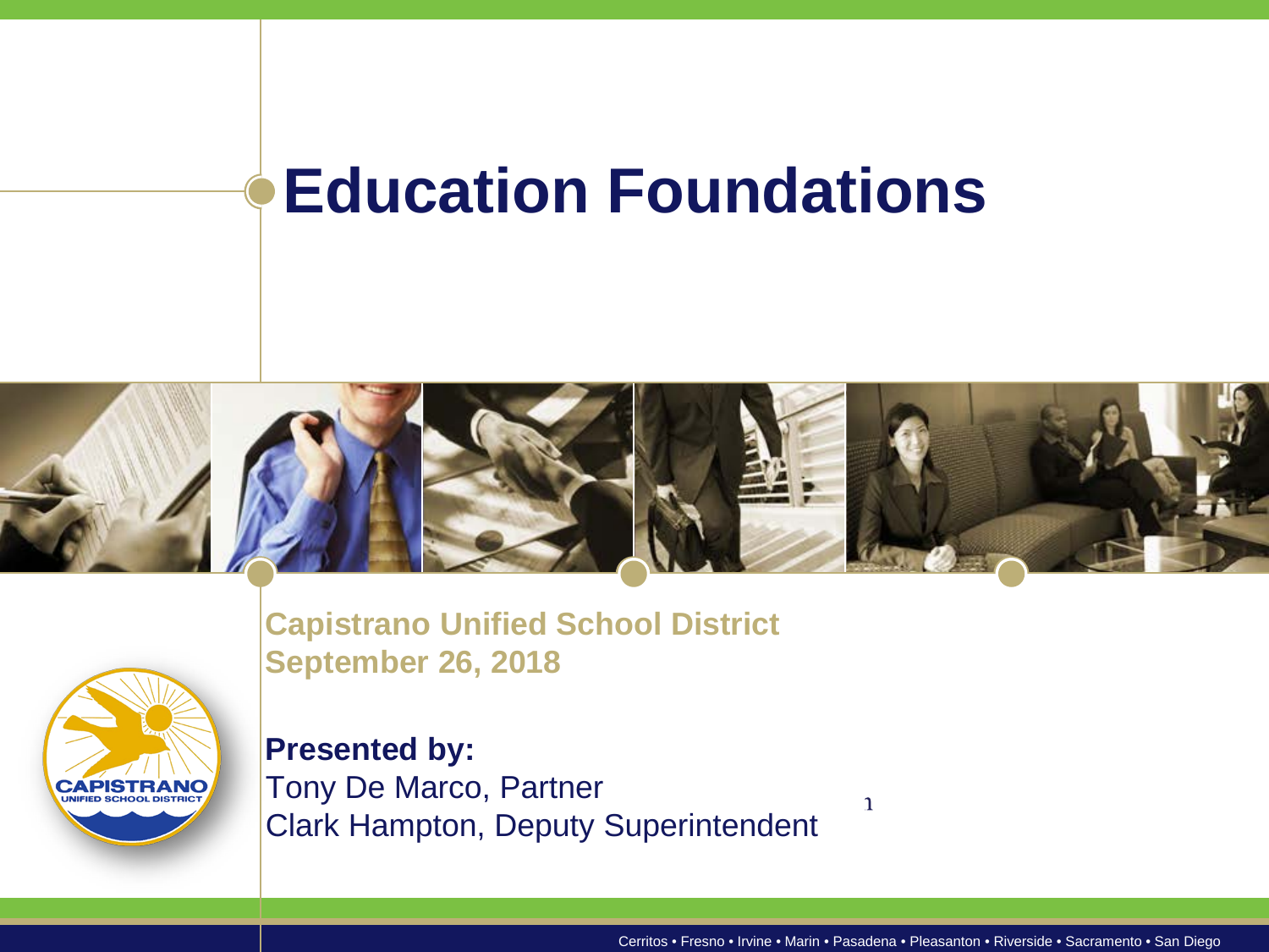# Education Foundations

**Capistrano Unified School District**
**September 26, 2018**

**Presented by:**
Tony De Marco, Partner
Clark Hampton, Deputy Superintendent

Cerritos • Fresno • Irvine • Marin • Pasadena • Pleasanton • Riverside • Sacramento • San Diego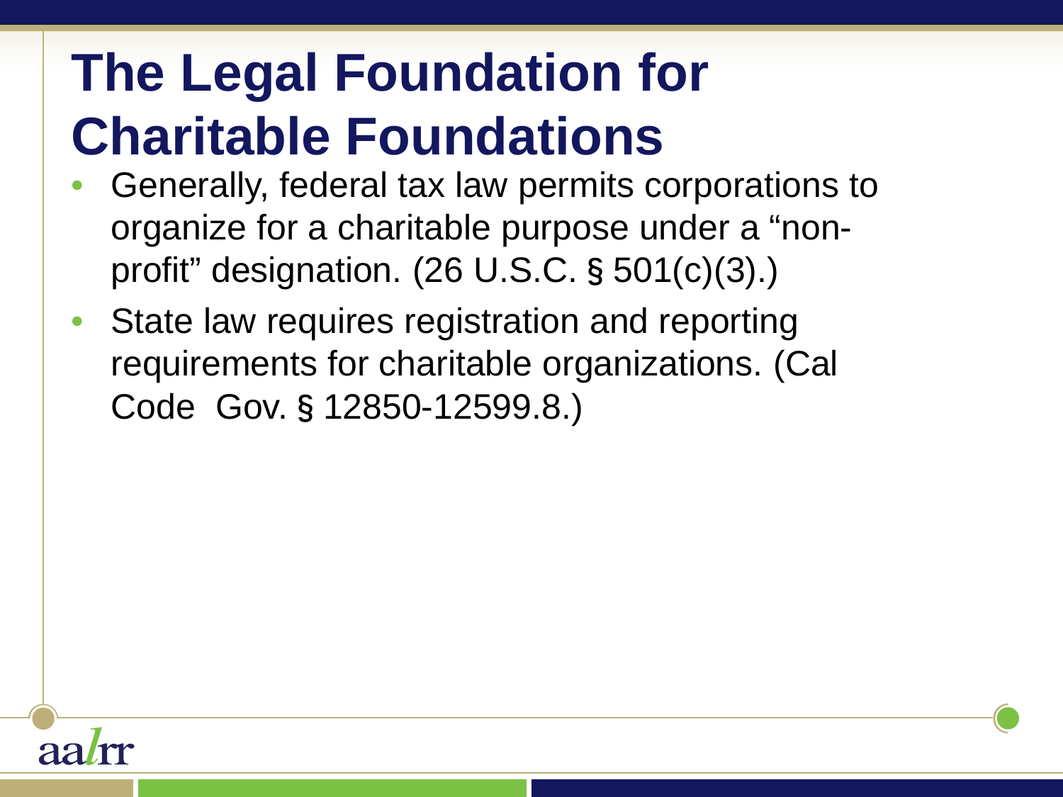# The Legal Foundation for Charitable Foundations

- Generally, federal tax law permits corporations to organize for a charitable purpose under a "non-profit" designation. (26 U.S.C. § 501(c)(3).)
- State law requires registration and reporting requirements for charitable organizations. (Cal Code  Gov. § 12850-12599.8.)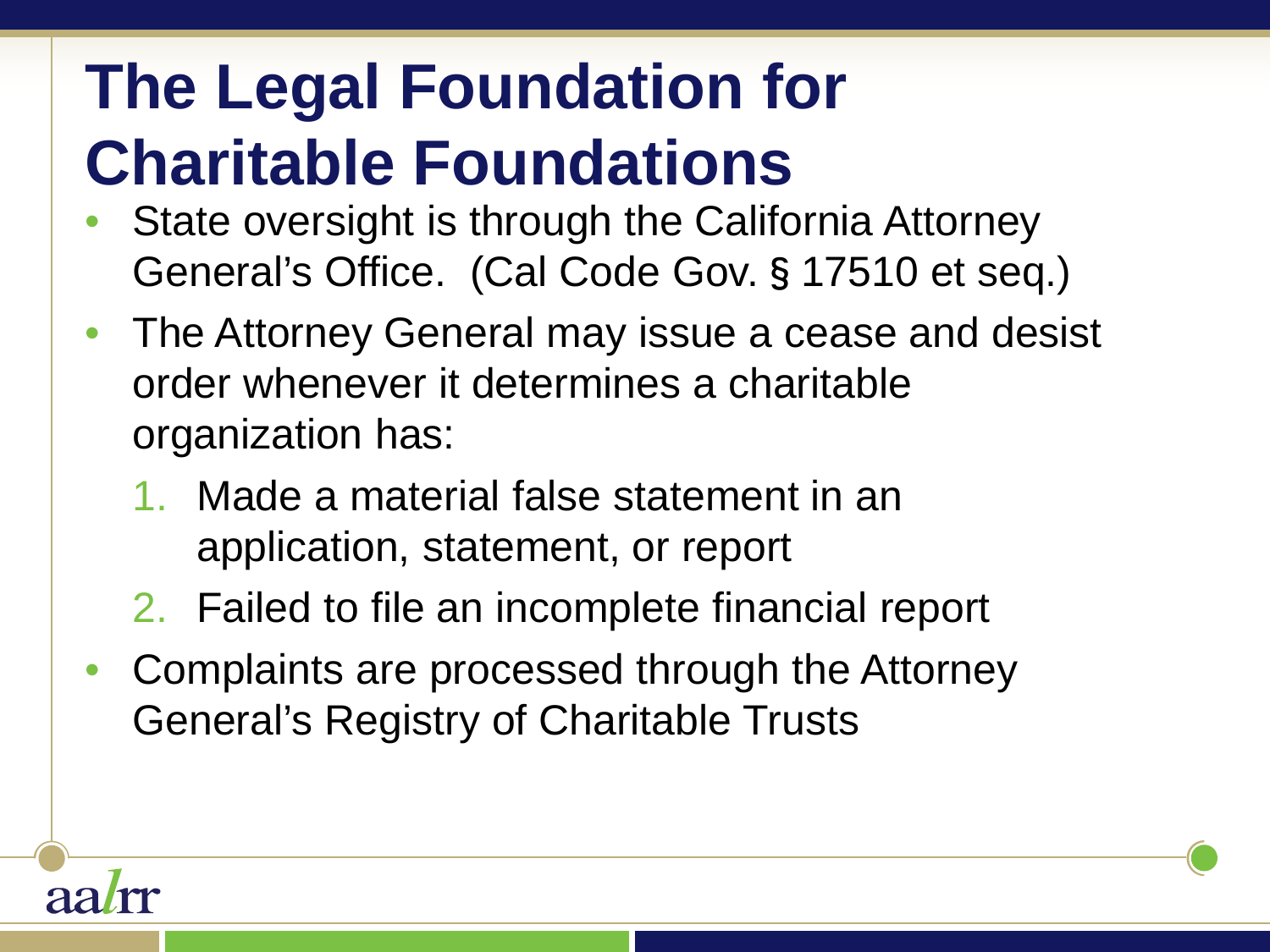# The Legal Foundation for Charitable Foundations

- State oversight is through the California Attorney General's Office. (Cal Code Gov. § 17510 et seq.)
- The Attorney General may issue a cease and desist order whenever it determines a charitable organization has:
  1. Made a material false statement in an application, statement, or report
  2. Failed to file an incomplete financial report
- Complaints are processed through the Attorney General's Registry of Charitable Trusts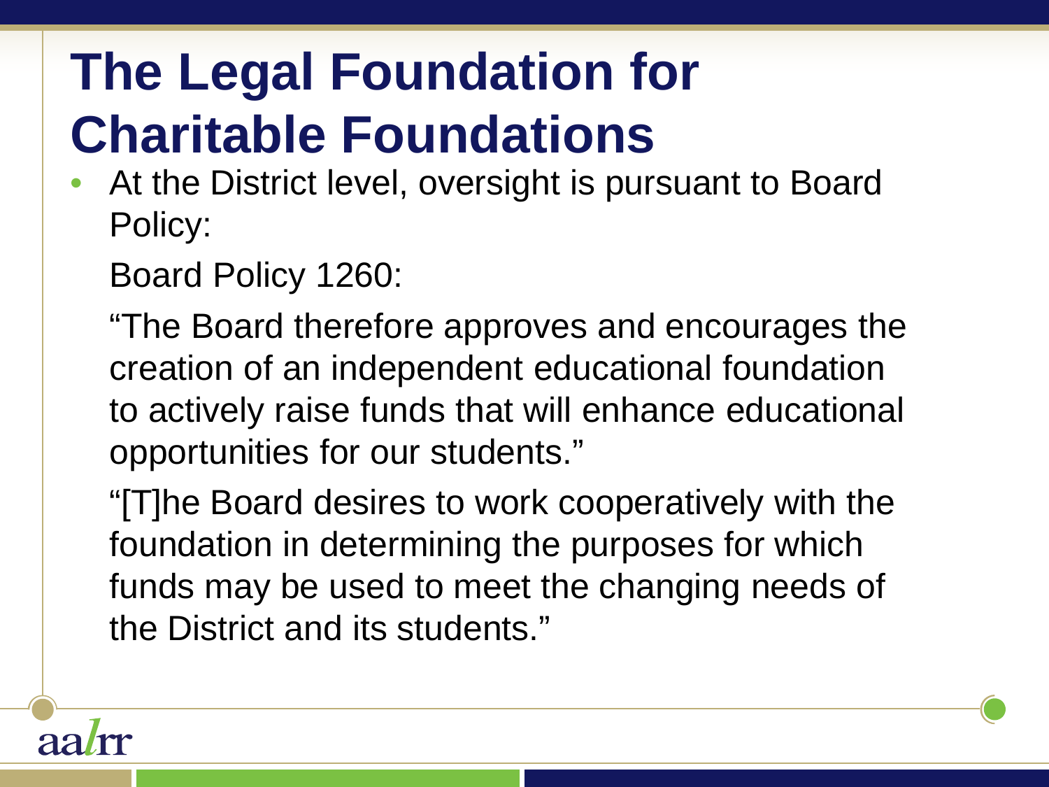# The Legal Foundation for Charitable Foundations

- At the District level, oversight is pursuant to Board Policy:

  Board Policy 1260:

  "The Board therefore approves and encourages the creation of an independent educational foundation to actively raise funds that will enhance educational opportunities for our students."

  "[T]he Board desires to work cooperatively with the foundation in determining the purposes for which funds may be used to meet the changing needs of the District and its students."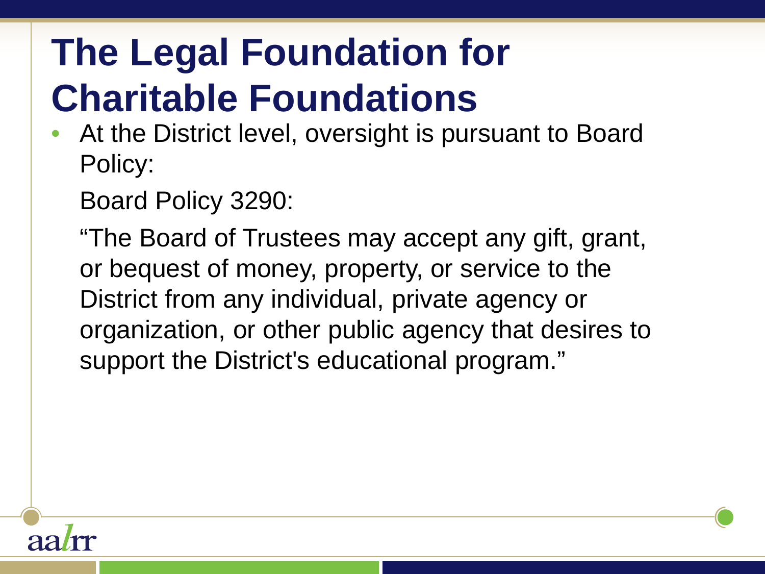# The Legal Foundation for Charitable Foundations

- At the District level, oversight is pursuant to Board Policy:

  Board Policy 3290:

  "The Board of Trustees may accept any gift, grant, or bequest of money, property, or service to the District from any individual, private agency or organization, or other public agency that desires to support the District's educational program."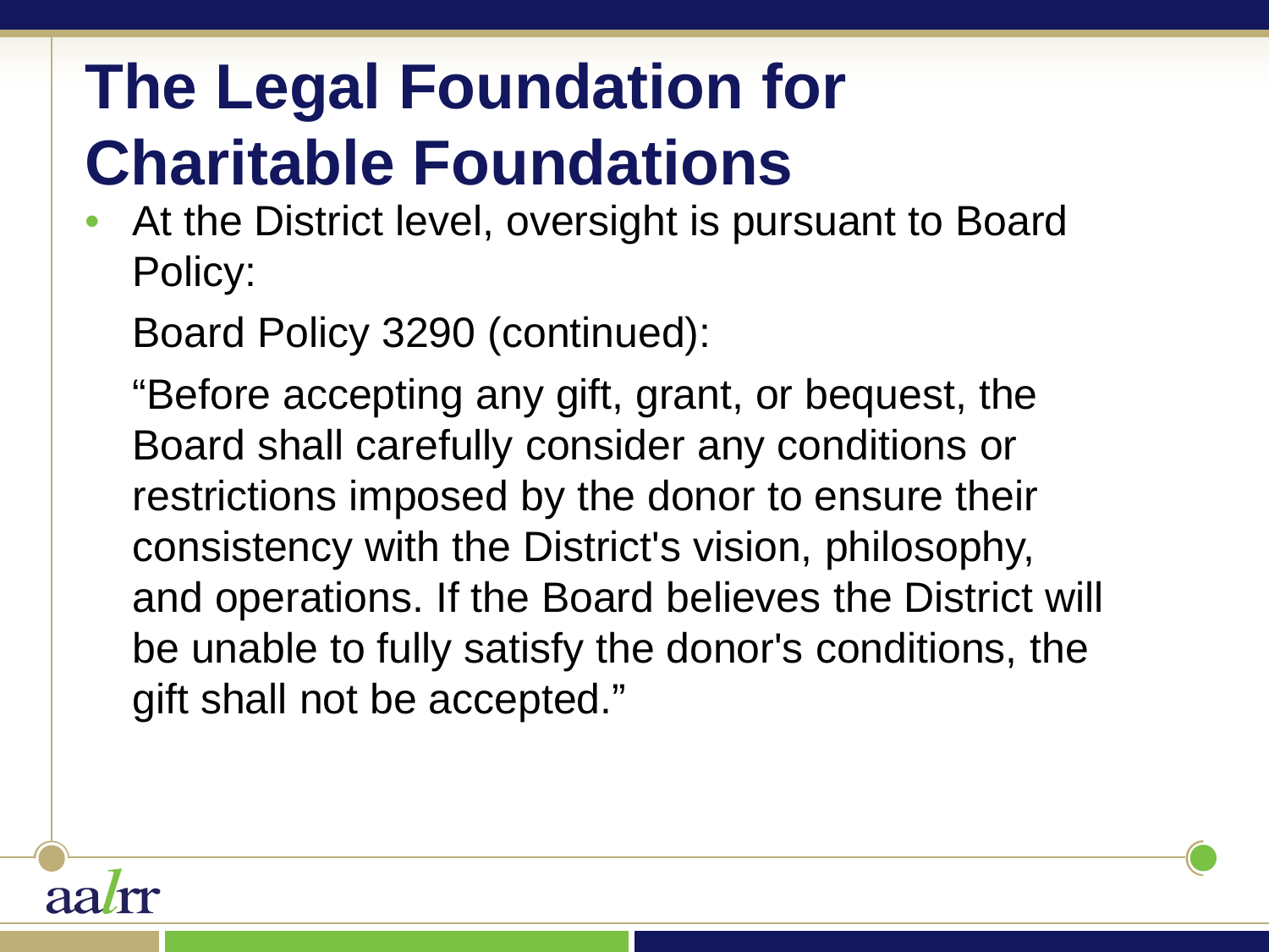# The Legal Foundation for Charitable Foundations

- At the District level, oversight is pursuant to Board Policy:

  Board Policy 3290 (continued):

  “Before accepting any gift, grant, or bequest, the Board shall carefully consider any conditions or restrictions imposed by the donor to ensure their consistency with the District's vision, philosophy, and operations. If the Board believes the District will be unable to fully satisfy the donor's conditions, the gift shall not be accepted.”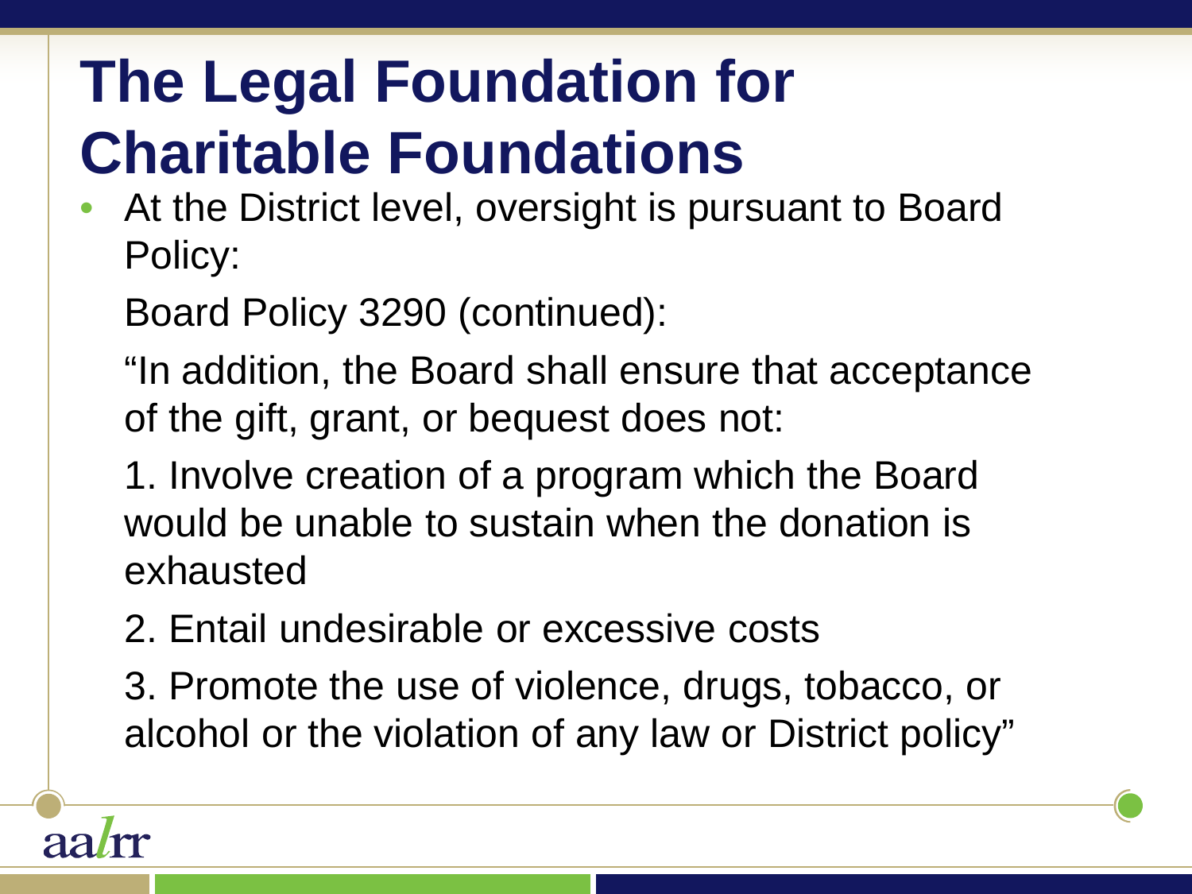# The Legal Foundation for Charitable Foundations

- At the District level, oversight is pursuant to Board Policy:

  Board Policy 3290 (continued):

  "In addition, the Board shall ensure that acceptance of the gift, grant, or bequest does not:

  1. Involve creation of a program which the Board would be unable to sustain when the donation is exhausted

  2. Entail undesirable or excessive costs

  3. Promote the use of violence, drugs, tobacco, or alcohol or the violation of any law or District policy"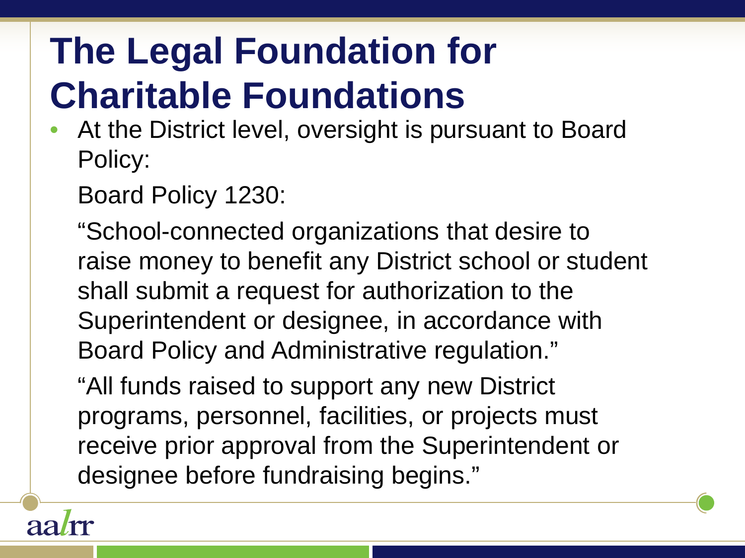# The Legal Foundation for Charitable Foundations

- At the District level, oversight is pursuant to Board Policy:

  Board Policy 1230:

  "School-connected organizations that desire to raise money to benefit any District school or student shall submit a request for authorization to the Superintendent or designee, in accordance with Board Policy and Administrative regulation."

  "All funds raised to support any new District programs, personnel, facilities, or projects must receive prior approval from the Superintendent or designee before fundraising begins."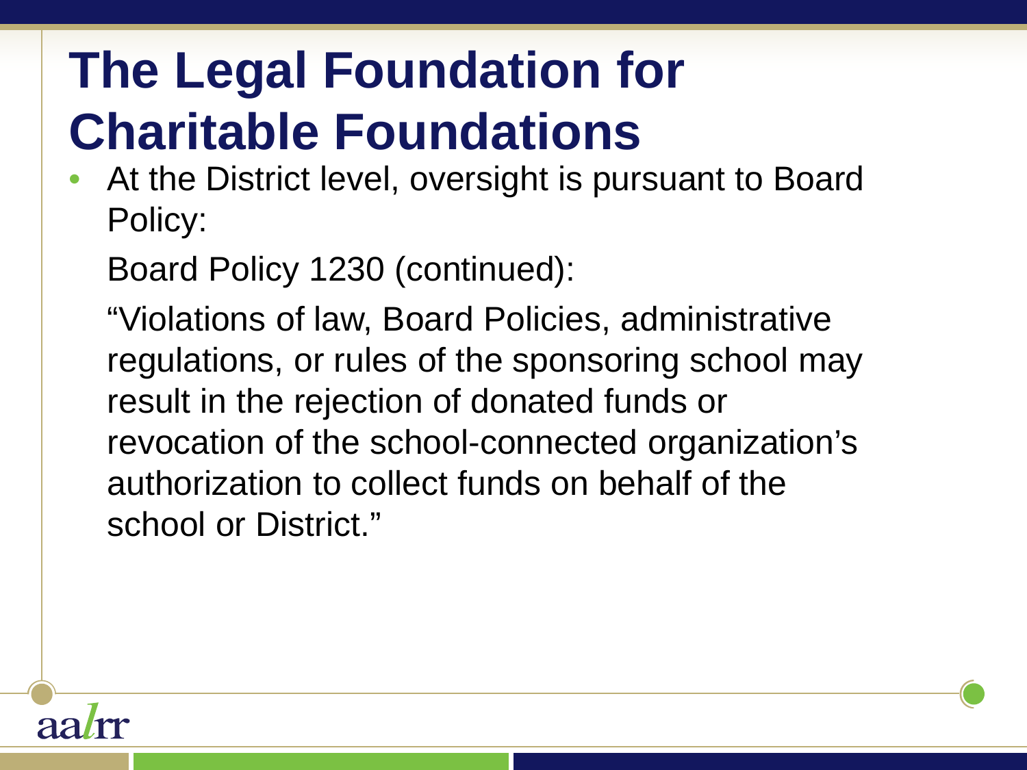# The Legal Foundation for Charitable Foundations

- At the District level, oversight is pursuant to Board Policy:

  Board Policy 1230 (continued):

  "Violations of law, Board Policies, administrative regulations, or rules of the sponsoring school may result in the rejection of donated funds or revocation of the school-connected organization's authorization to collect funds on behalf of the school or District."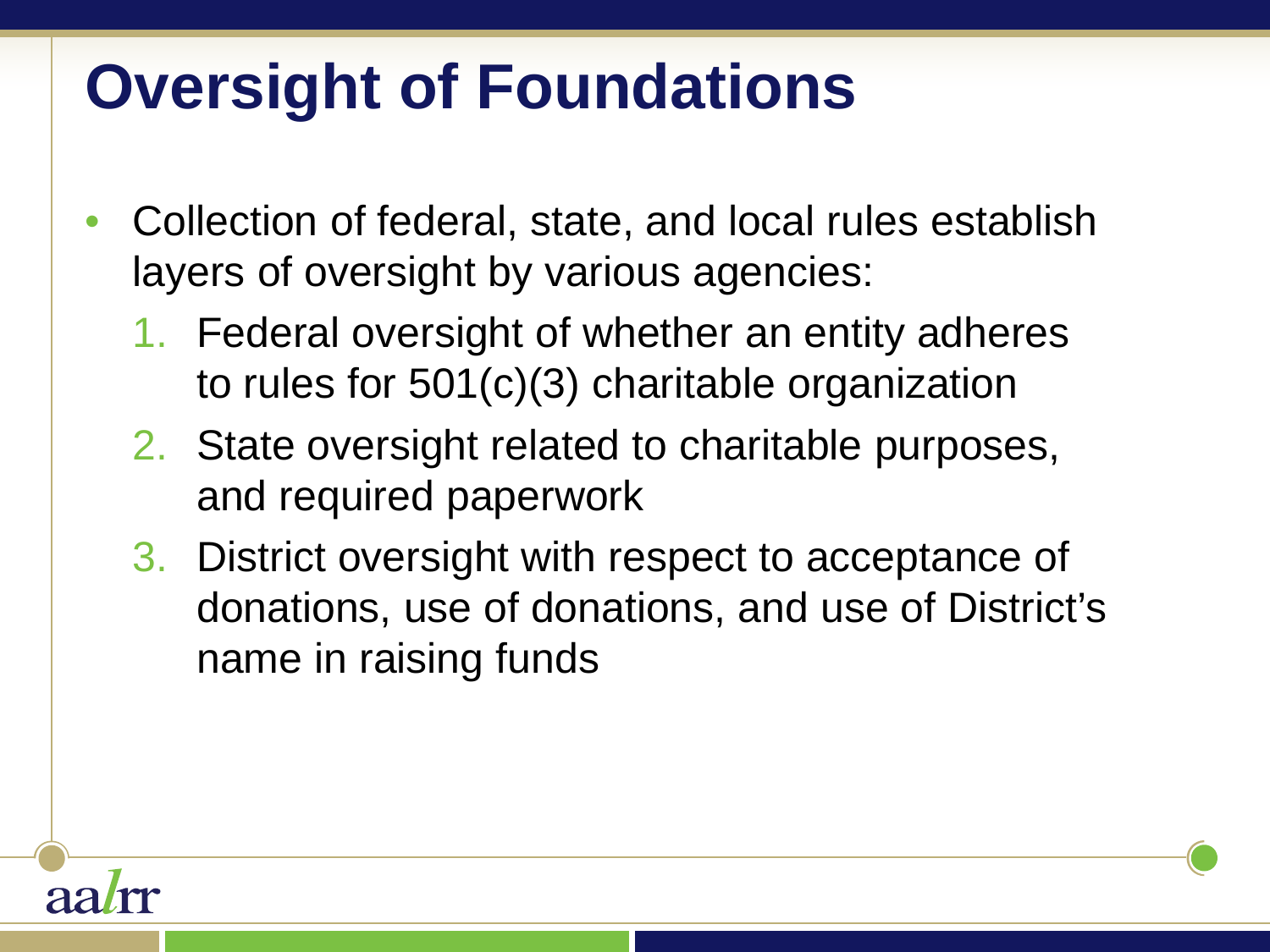# Oversight of Foundations

- Collection of federal, state, and local rules establish layers of oversight by various agencies:
  1. Federal oversight of whether an entity adheres to rules for 501(c)(3) charitable organization
  2. State oversight related to charitable purposes, and required paperwork
  3. District oversight with respect to acceptance of donations, use of donations, and use of District's name in raising funds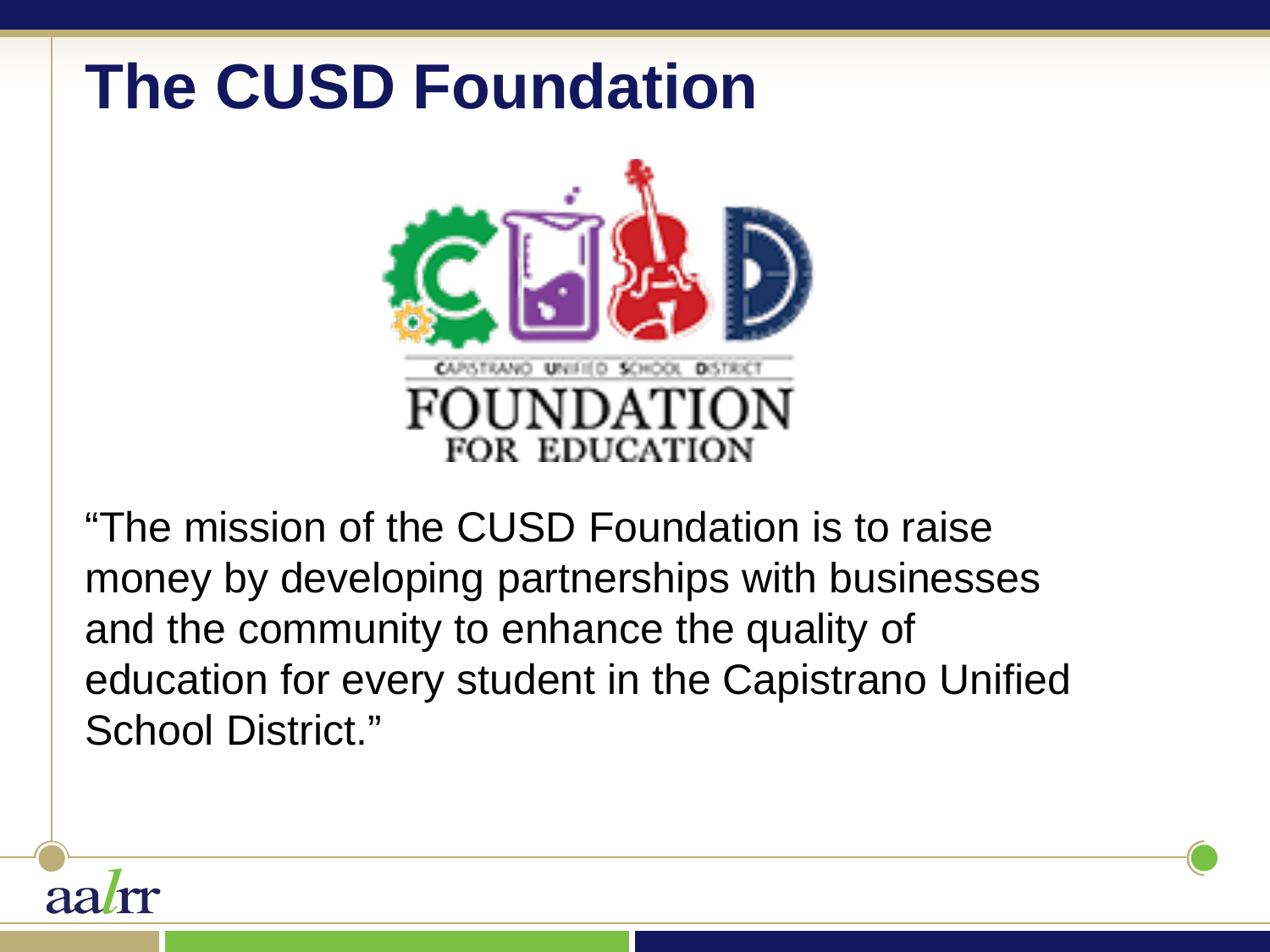# The CUSD Foundation

CAPISTRANO UNIFIED SCHOOL DISTRICT

FOUNDATION

FOR EDUCATION

"The mission of the CUSD Foundation is to raise money by developing partnerships with businesses and the community to enhance the quality of education for every student in the Capistrano Unified School District."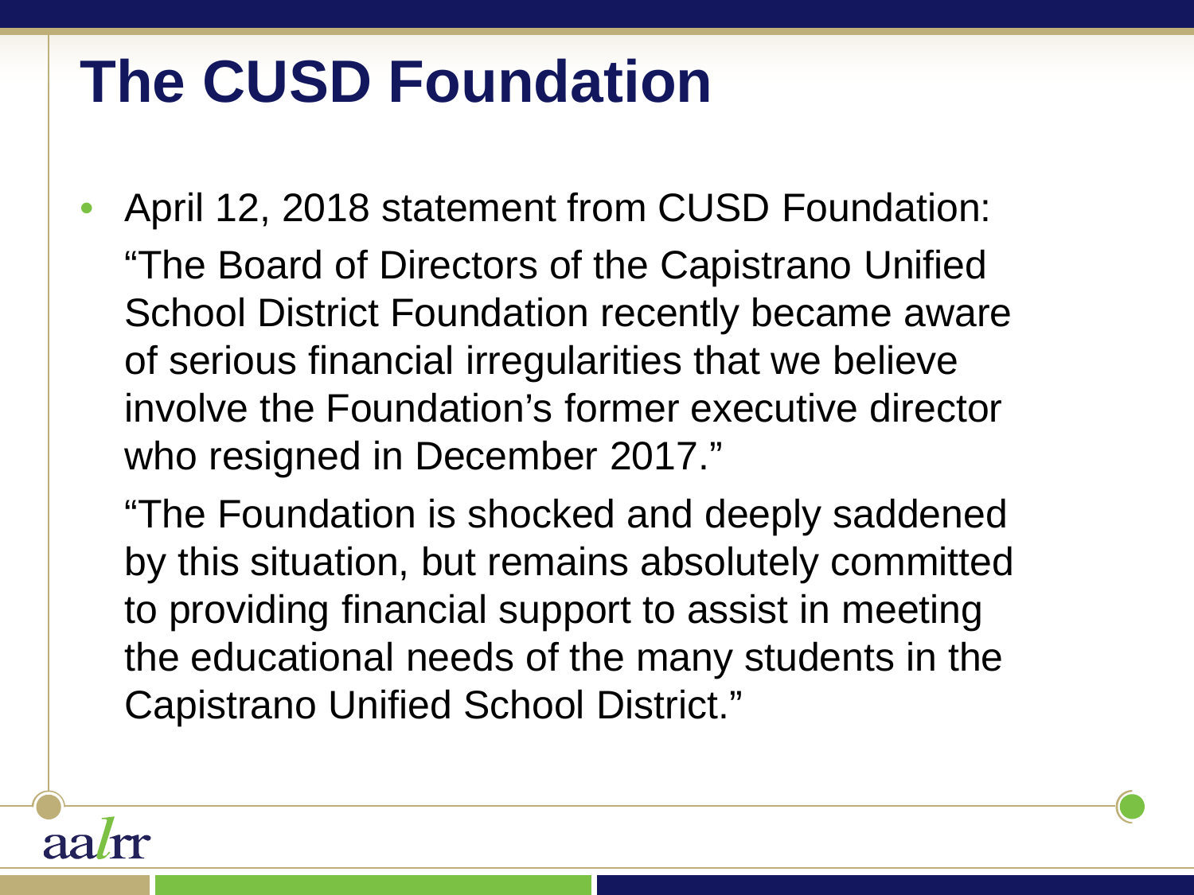# The CUSD Foundation

- April 12, 2018 statement from CUSD Foundation:

  "The Board of Directors of the Capistrano Unified School District Foundation recently became aware of serious financial irregularities that we believe involve the Foundation's former executive director who resigned in December 2017."

  "The Foundation is shocked and deeply saddened by this situation, but remains absolutely committed to providing financial support to assist in meeting the educational needs of the many students in the Capistrano Unified School District."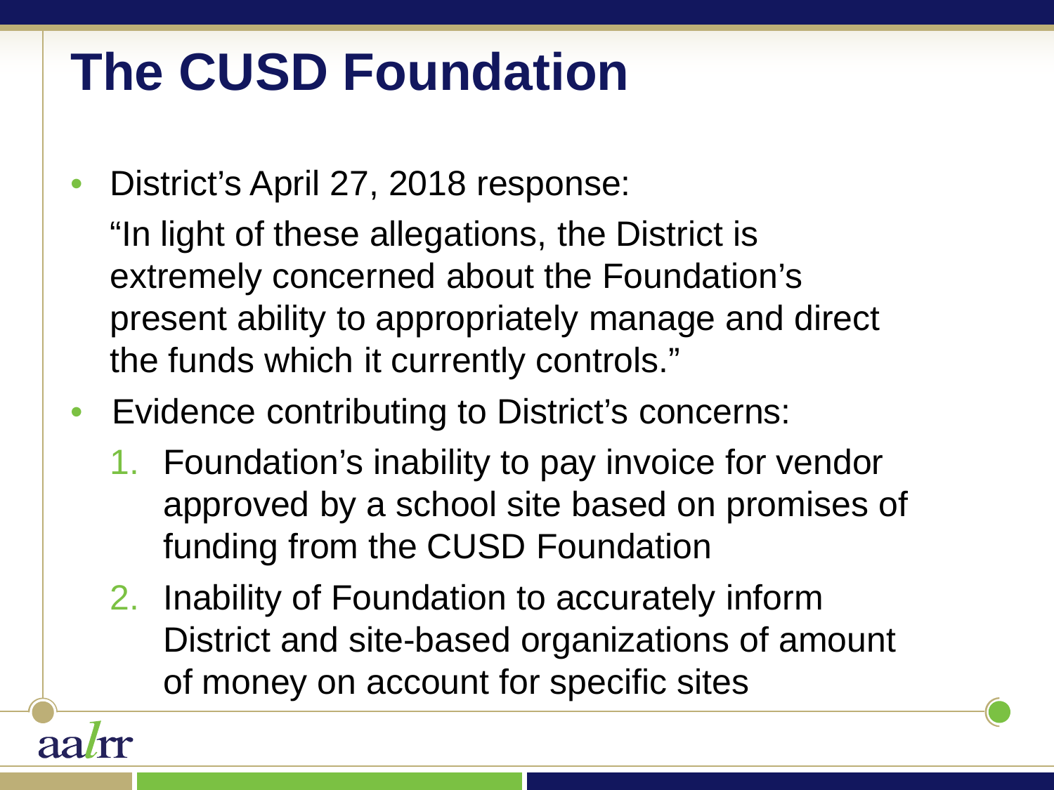# The CUSD Foundation

- District's April 27, 2018 response:

  "In light of these allegations, the District is extremely concerned about the Foundation's present ability to appropriately manage and direct the funds which it currently controls."

- Evidence contributing to District's concerns:
  1. Foundation's inability to pay invoice for vendor approved by a school site based on promises of funding from the CUSD Foundation
  2. Inability of Foundation to accurately inform District and site-based organizations of amount of money on account for specific sites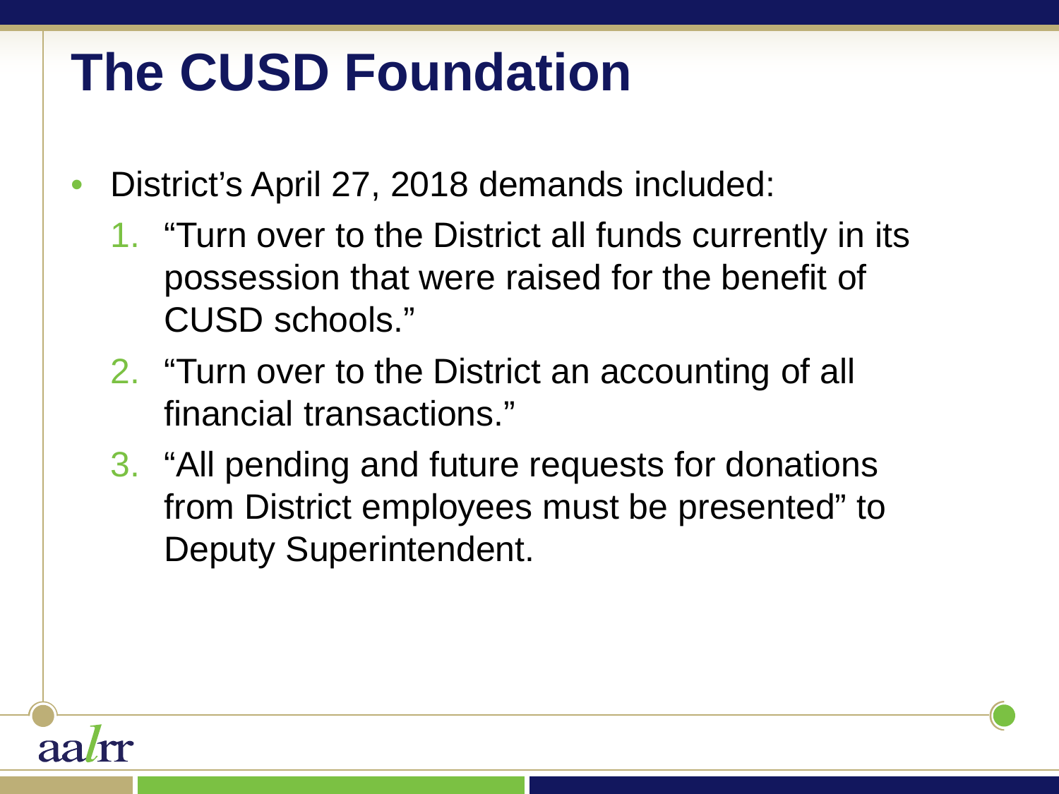# The CUSD Foundation

- District's April 27, 2018 demands included:
  1. "Turn over to the District all funds currently in its possession that were raised for the benefit of CUSD schools."
  2. "Turn over to the District an accounting of all financial transactions."
  3. "All pending and future requests for donations from District employees must be presented" to Deputy Superintendent.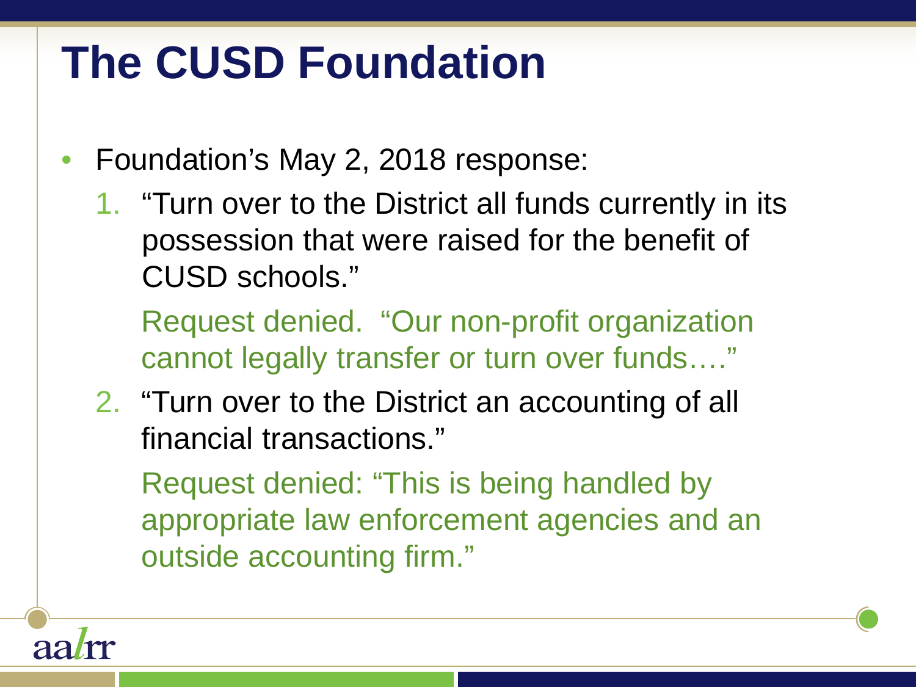# The CUSD Foundation

- Foundation's May 2, 2018 response:
  1. "Turn over to the District all funds currently in its possession that were raised for the benefit of CUSD schools."

     Request denied. "Our non-profit organization cannot legally transfer or turn over funds…."

  2. "Turn over to the District an accounting of all financial transactions."

     Request denied: "This is being handled by appropriate law enforcement agencies and an outside accounting firm."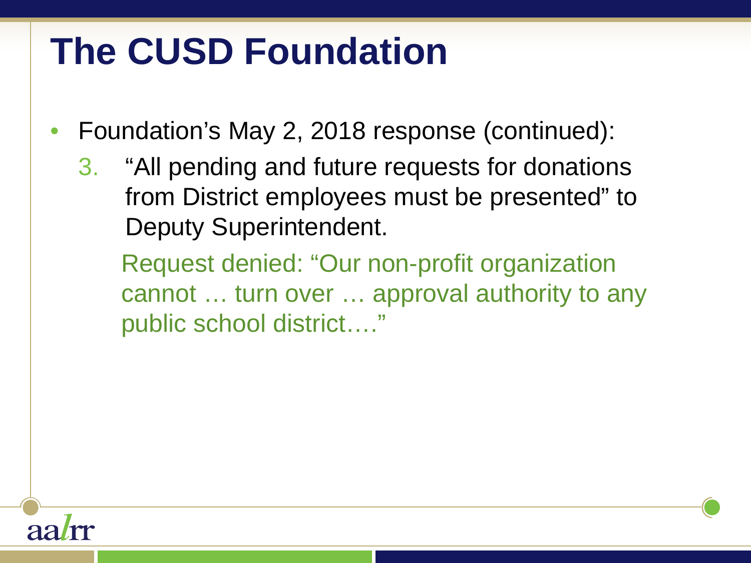# The CUSD Foundation

- Foundation's May 2, 2018 response (continued):
  3. "All pending and future requests for donations from District employees must be presented" to Deputy Superintendent.

     Request denied: "Our non-profit organization cannot … turn over … approval authority to any public school district…."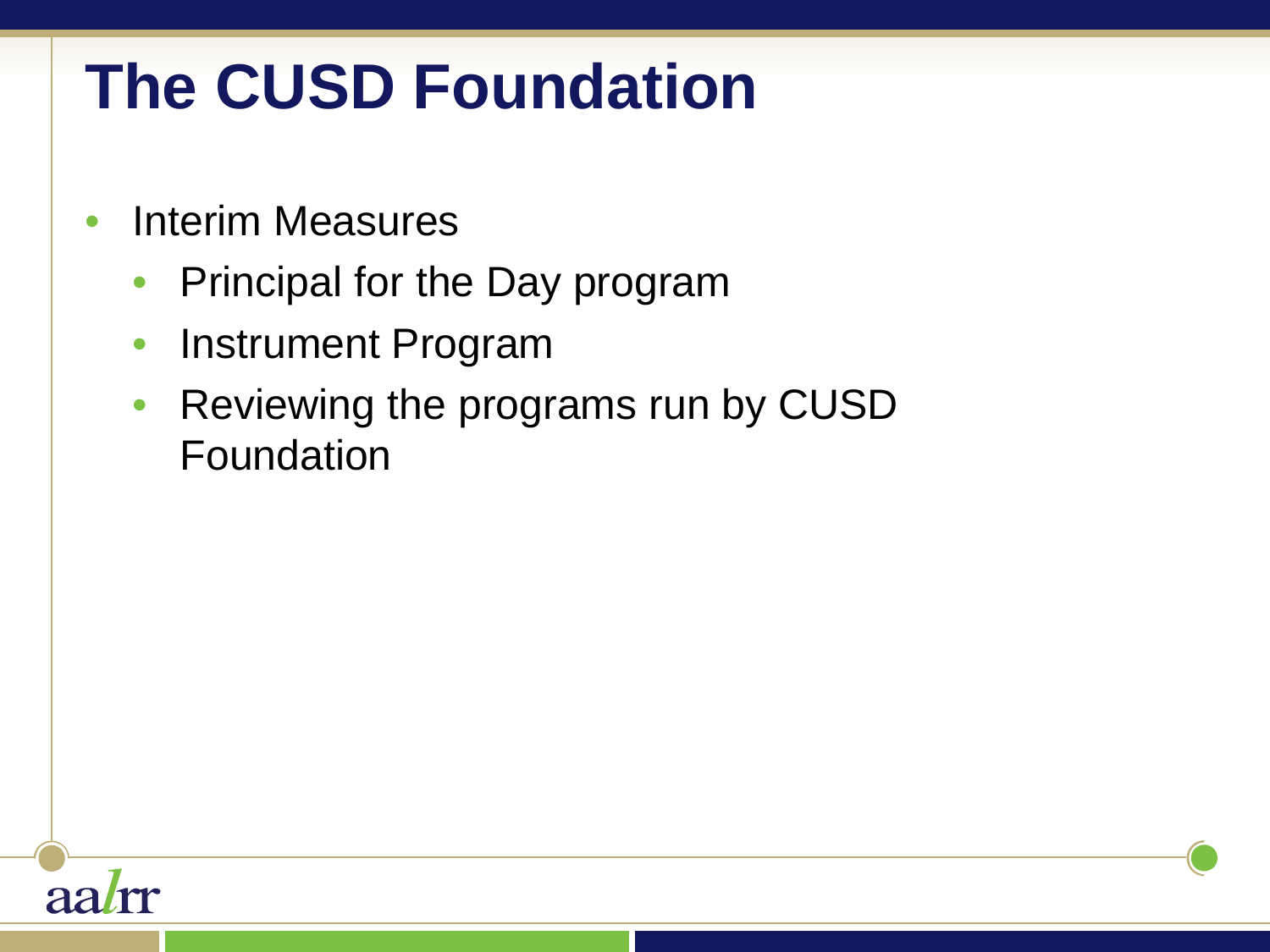# The CUSD Foundation

- Interim Measures
  - Principal for the Day program
  - Instrument Program
  - Reviewing the programs run by CUSD Foundation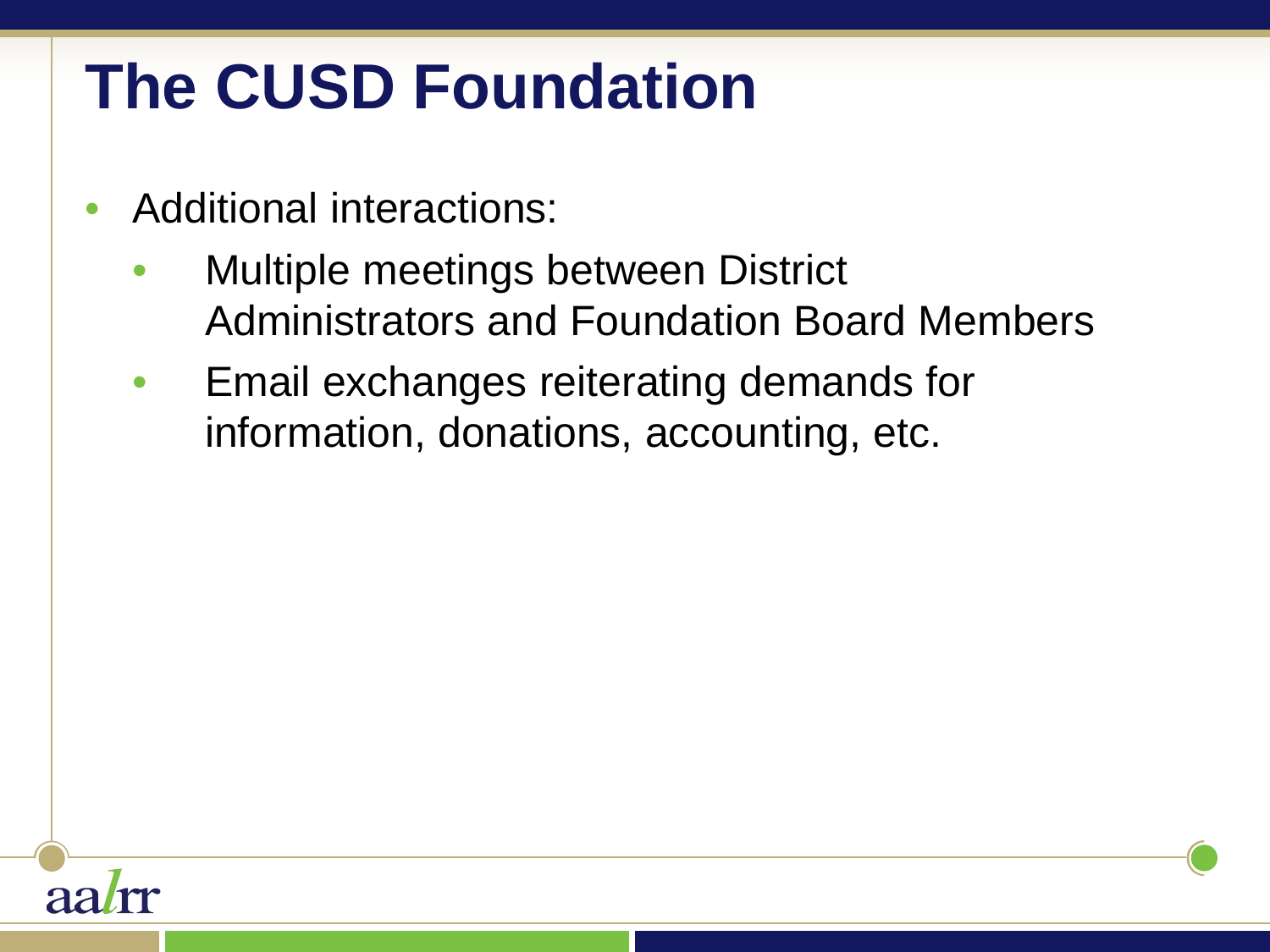# The CUSD Foundation

- Additional interactions:
  - Multiple meetings between District Administrators and Foundation Board Members
  - Email exchanges reiterating demands for information, donations, accounting, etc.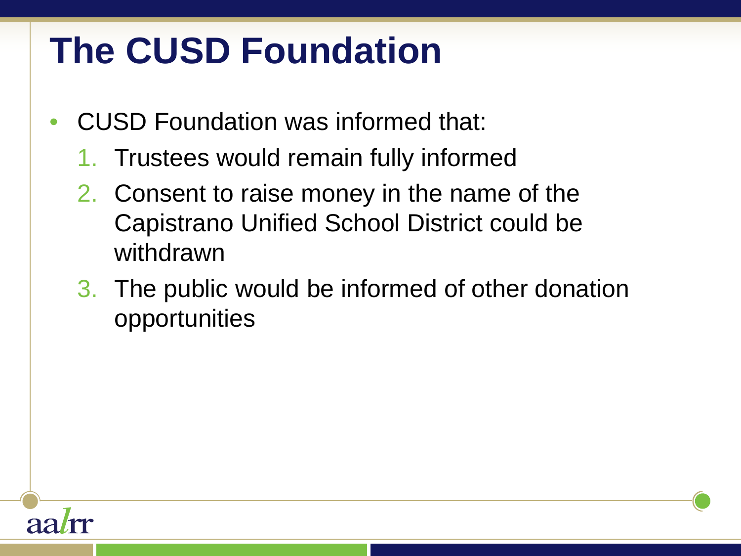# The CUSD Foundation

- CUSD Foundation was informed that:
  1. Trustees would remain fully informed
  2. Consent to raise money in the name of the Capistrano Unified School District could be withdrawn
  3. The public would be informed of other donation opportunities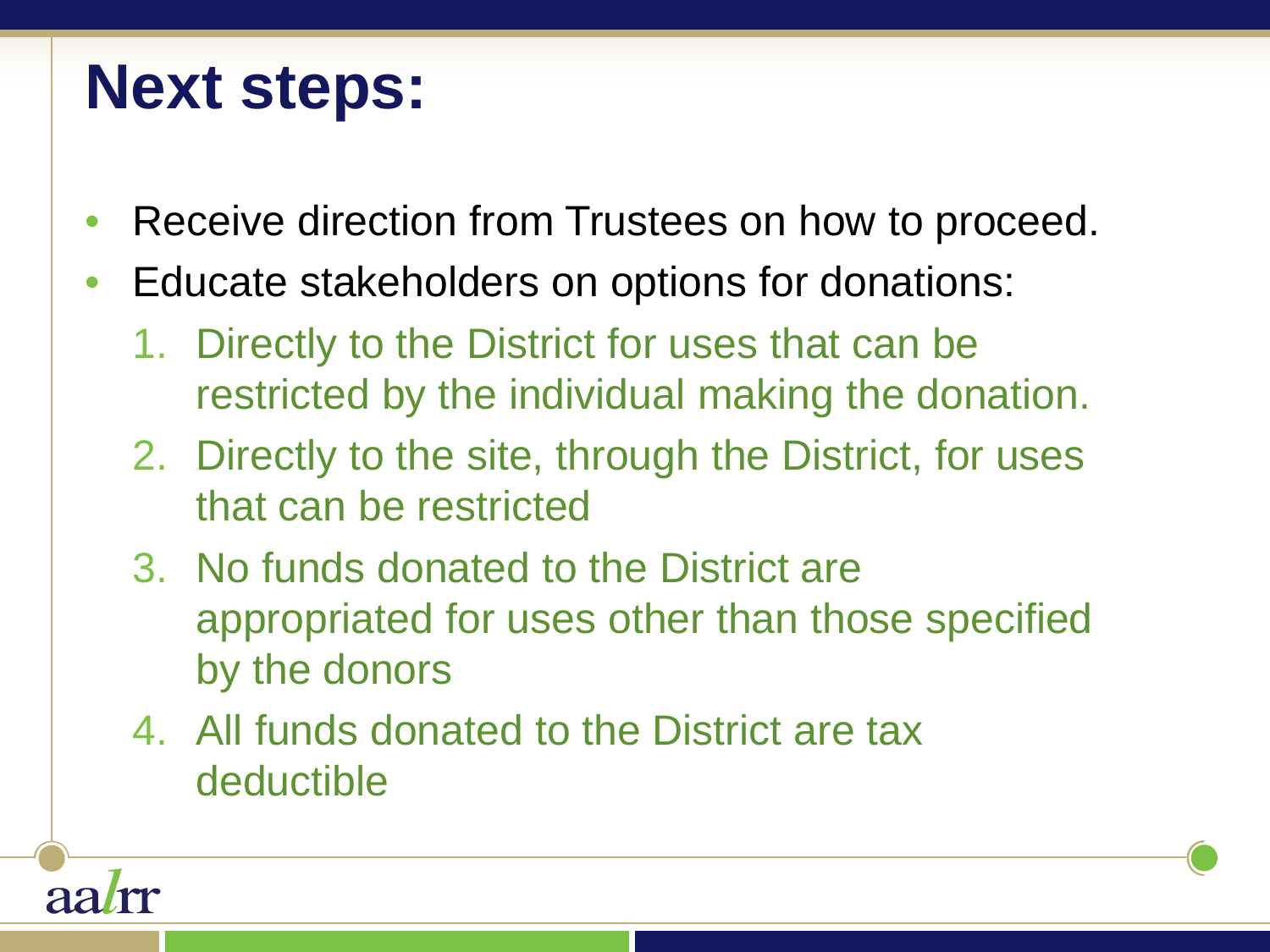# Next steps:

- Receive direction from Trustees on how to proceed.
- Educate stakeholders on options for donations:
  1. Directly to the District for uses that can be restricted by the individual making the donation.
  2. Directly to the site, through the District, for uses that can be restricted
  3. No funds donated to the District are appropriated for uses other than those specified by the donors
  4. All funds donated to the District are tax deductible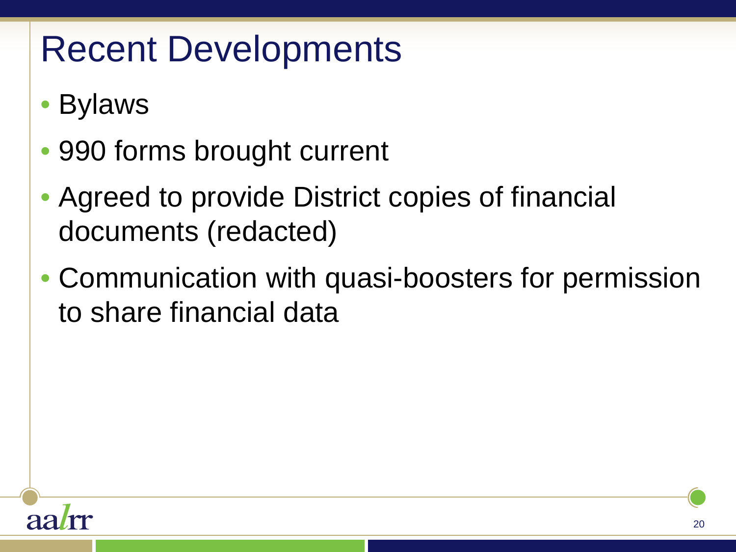# Recent Developments

- Bylaws
- 990 forms brought current
- Agreed to provide District copies of financial documents (redacted)
- Communication with quasi-boosters for permission to share financial data